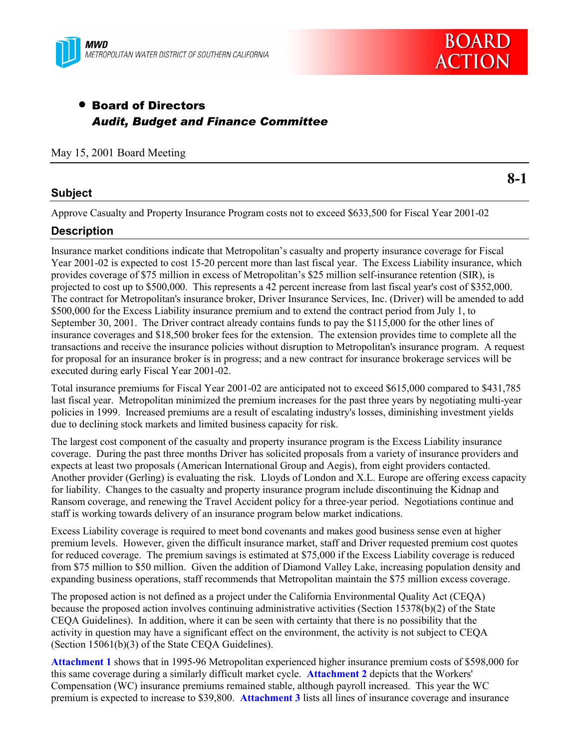MWD
METROPOLITAN WATER DISTRICT OF SOUTHERN CALIFORNIA

BOARD ACTION

- **Board of Directors**
  ***Audit, Budget and Finance Committee***

May 15, 2001 Board Meeting

**8-1**

## Subject

Approve Casualty and Property Insurance Program costs not to exceed $633,500 for Fiscal Year 2001-02

## Description

Insurance market conditions indicate that Metropolitan's casualty and property insurance coverage for Fiscal Year 2001-02 is expected to cost 15-20 percent more than last fiscal year. The Excess Liability insurance, which provides coverage of $75 million in excess of Metropolitan's $25 million self-insurance retention (SIR), is projected to cost up to $500,000. This represents a 42 percent increase from last fiscal year's cost of $352,000. The contract for Metropolitan's insurance broker, Driver Insurance Services, Inc. (Driver) will be amended to add $500,000 for the Excess Liability insurance premium and to extend the contract period from July 1, to September 30, 2001. The Driver contract already contains funds to pay the $115,000 for the other lines of insurance coverages and $18,500 broker fees for the extension. The extension provides time to complete all the transactions and receive the insurance policies without disruption to Metropolitan's insurance program. A request for proposal for an insurance broker is in progress; and a new contract for insurance brokerage services will be executed during early Fiscal Year 2001-02.

Total insurance premiums for Fiscal Year 2001-02 are anticipated not to exceed $615,000 compared to $431,785 last fiscal year. Metropolitan minimized the premium increases for the past three years by negotiating multi-year policies in 1999. Increased premiums are a result of escalating industry's losses, diminishing investment yields due to declining stock markets and limited business capacity for risk.

The largest cost component of the casualty and property insurance program is the Excess Liability insurance coverage. During the past three months Driver has solicited proposals from a variety of insurance providers and expects at least two proposals (American International Group and Aegis), from eight providers contacted. Another provider (Gerling) is evaluating the risk. Lloyds of London and X.L. Europe are offering excess capacity for liability. Changes to the casualty and property insurance program include discontinuing the Kidnap and Ransom coverage, and renewing the Travel Accident policy for a three-year period. Negotiations continue and staff is working towards delivery of an insurance program below market indications.

Excess Liability coverage is required to meet bond covenants and makes good business sense even at higher premium levels. However, given the difficult insurance market, staff and Driver requested premium cost quotes for reduced coverage. The premium savings is estimated at $75,000 if the Excess Liability coverage is reduced from $75 million to $50 million. Given the addition of Diamond Valley Lake, increasing population density and expanding business operations, staff recommends that Metropolitan maintain the $75 million excess coverage.

The proposed action is not defined as a project under the California Environmental Quality Act (CEQA) because the proposed action involves continuing administrative activities (Section 15378(b)(2) of the State CEQA Guidelines). In addition, where it can be seen with certainty that there is no possibility that the activity in question may have a significant effect on the environment, the activity is not subject to CEQA (Section 15061(b)(3) of the State CEQA Guidelines).

**Attachment 1** shows that in 1995-96 Metropolitan experienced higher insurance premium costs of $598,000 for this same coverage during a similarly difficult market cycle. **Attachment 2** depicts that the Workers' Compensation (WC) insurance premiums remained stable, although payroll increased. This year the WC premium is expected to increase to $39,800. **Attachment 3** lists all lines of insurance coverage and insurance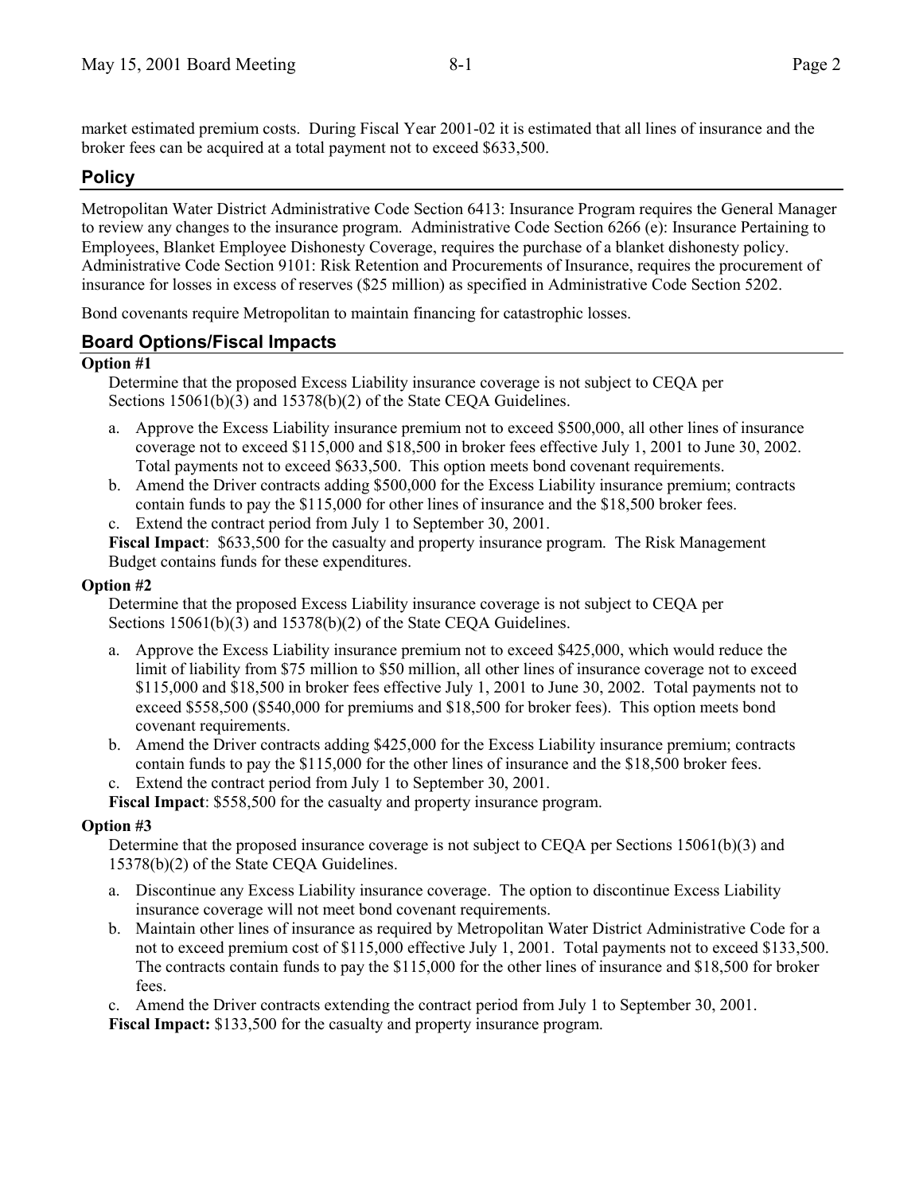market estimated premium costs. During Fiscal Year 2001-02 it is estimated that all lines of insurance and the broker fees can be acquired at a total payment not to exceed $633,500.

## Policy

Metropolitan Water District Administrative Code Section 6413: Insurance Program requires the General Manager to review any changes to the insurance program. Administrative Code Section 6266 (e): Insurance Pertaining to Employees, Blanket Employee Dishonesty Coverage, requires the purchase of a blanket dishonesty policy. Administrative Code Section 9101: Risk Retention and Procurements of Insurance, requires the procurement of insurance for losses in excess of reserves ($25 million) as specified in Administrative Code Section 5202.

Bond covenants require Metropolitan to maintain financing for catastrophic losses.

## Board Options/Fiscal Impacts

**Option #1**

Determine that the proposed Excess Liability insurance coverage is not subject to CEQA per Sections 15061(b)(3) and 15378(b)(2) of the State CEQA Guidelines.

a. Approve the Excess Liability insurance premium not to exceed $500,000, all other lines of insurance coverage not to exceed $115,000 and $18,500 in broker fees effective July 1, 2001 to June 30, 2002. Total payments not to exceed $633,500. This option meets bond covenant requirements.
b. Amend the Driver contracts adding $500,000 for the Excess Liability insurance premium; contracts contain funds to pay the $115,000 for other lines of insurance and the $18,500 broker fees.
c. Extend the contract period from July 1 to September 30, 2001.

**Fiscal Impact**: $633,500 for the casualty and property insurance program. The Risk Management Budget contains funds for these expenditures.

**Option #2**

Determine that the proposed Excess Liability insurance coverage is not subject to CEQA per Sections 15061(b)(3) and 15378(b)(2) of the State CEQA Guidelines.

a. Approve the Excess Liability insurance premium not to exceed $425,000, which would reduce the limit of liability from $75 million to $50 million, all other lines of insurance coverage not to exceed $115,000 and $18,500 in broker fees effective July 1, 2001 to June 30, 2002. Total payments not to exceed $558,500 ($540,000 for premiums and $18,500 for broker fees). This option meets bond covenant requirements.
b. Amend the Driver contracts adding $425,000 for the Excess Liability insurance premium; contracts contain funds to pay the $115,000 for the other lines of insurance and the $18,500 broker fees.
c. Extend the contract period from July 1 to September 30, 2001.

**Fiscal Impact**: $558,500 for the casualty and property insurance program.

**Option #3**

Determine that the proposed insurance coverage is not subject to CEQA per Sections 15061(b)(3) and 15378(b)(2) of the State CEQA Guidelines.

a. Discontinue any Excess Liability insurance coverage. The option to discontinue Excess Liability insurance coverage will not meet bond covenant requirements.
b. Maintain other lines of insurance as required by Metropolitan Water District Administrative Code for a not to exceed premium cost of $115,000 effective July 1, 2001. Total payments not to exceed $133,500. The contracts contain funds to pay the $115,000 for the other lines of insurance and $18,500 for broker fees.
c. Amend the Driver contracts extending the contract period from July 1 to September 30, 2001.

**Fiscal Impact:** $133,500 for the casualty and property insurance program.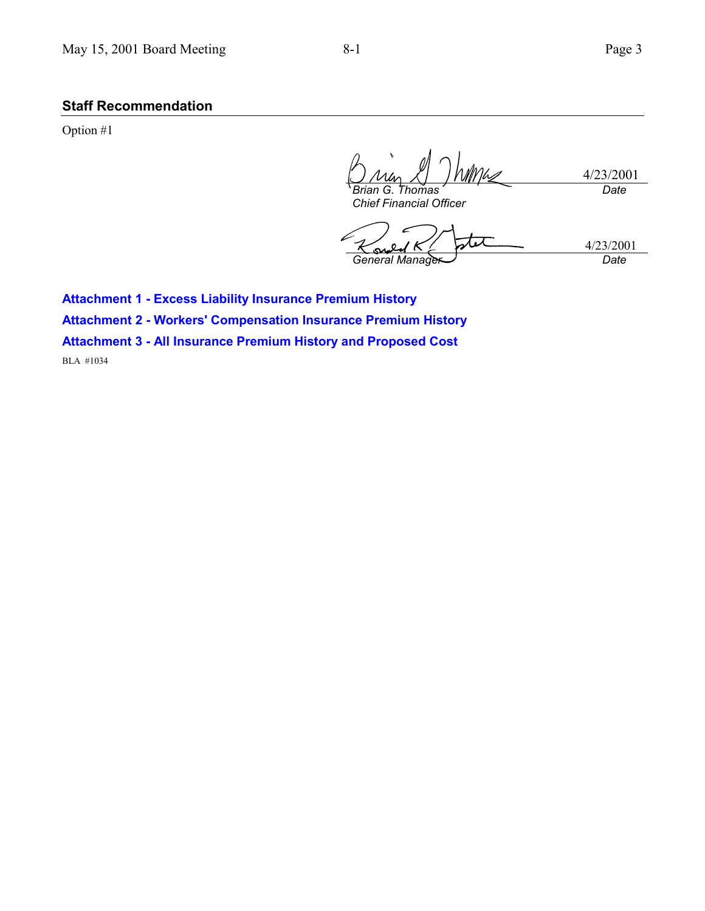## Staff Recommendation

Option #1

| | |
|---|---|
| *Brian G. Thomas* | 4/23/2001 |
| *Chief Financial Officer* | *Date* |

| | |
|---|---|
| *General Manager* | 4/23/2001 |
| | *Date* |

**Attachment 1 - Excess Liability Insurance Premium History**

**Attachment 2 - Workers' Compensation Insurance Premium History**

**Attachment 3 - All Insurance Premium History and Proposed Cost**

BLA #1034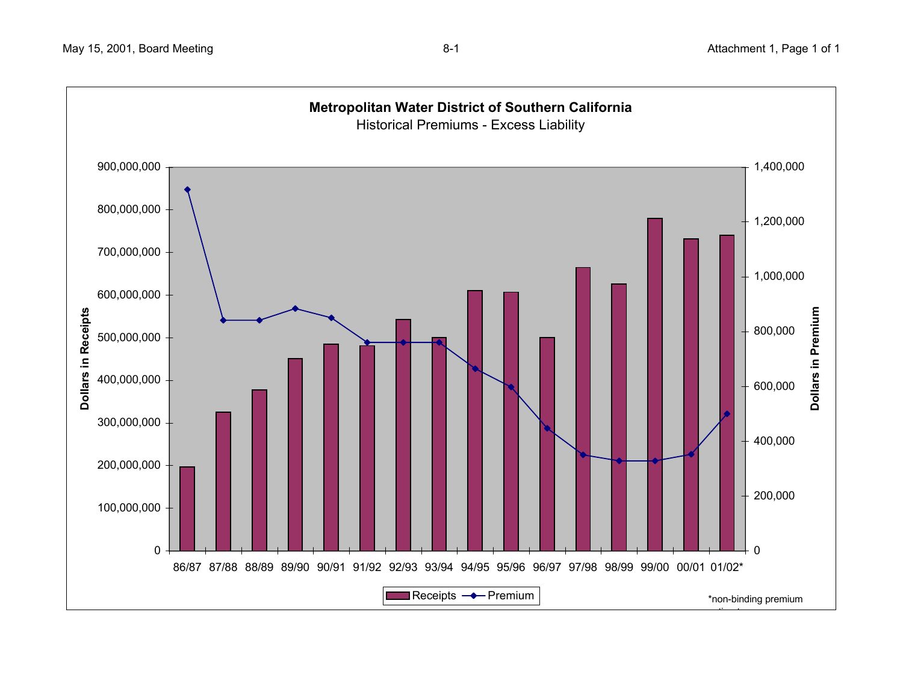**Metropolitan Water District of Southern California**

Historical Premiums - Excess Liability

Dollars in Receipts (left axis): 0, 100,000,000, 200,000,000, 300,000,000, 400,000,000, 500,000,000, 600,000,000, 700,000,000, 800,000,000, 900,000,000

Dollars in Premium (right axis): 0, 200,000, 400,000, 600,000, 800,000, 1,000,000, 1,200,000, 1,400,000

86/87 87/88 88/89 89/90 90/91 91/92 92/93 93/94 94/95 95/96 96/97 97/98 98/99 99/00 00/01 01/02*

Receipts — Premium

*non-binding premium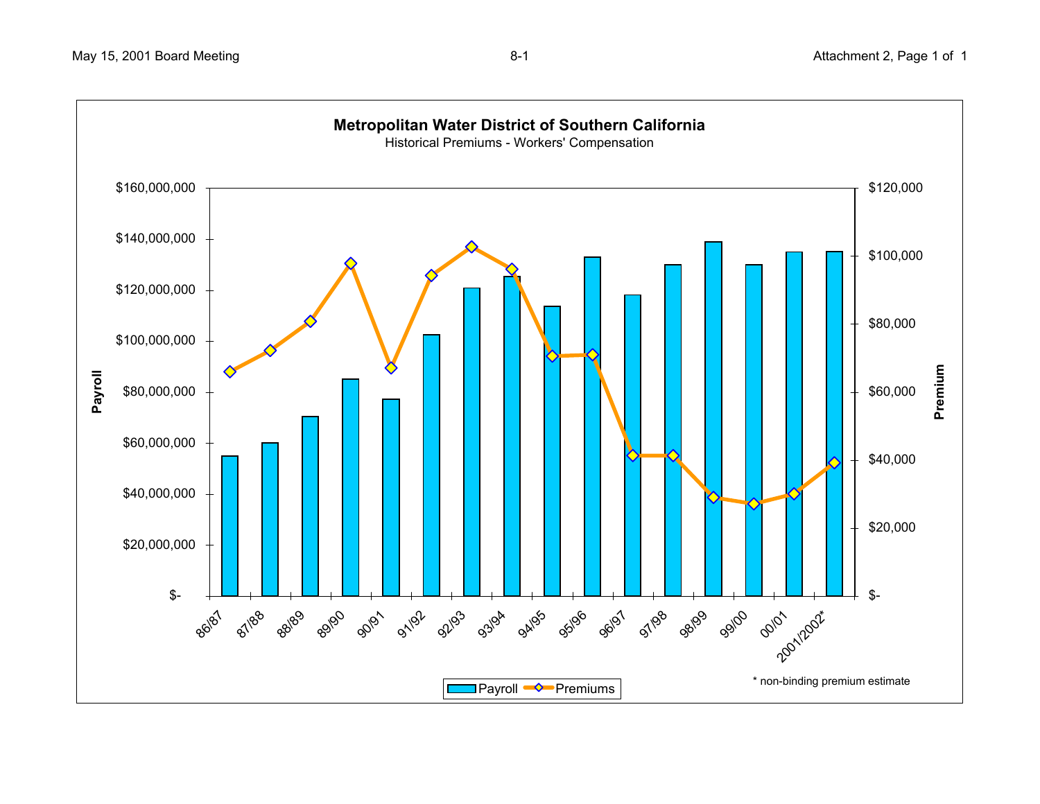**Metropolitan Water District of Southern California**

Historical Premiums - Workers' Compensation

Payroll (left axis): $- to $160,000,000 — Premium (right axis): $- to $120,000

Fiscal years: 86/87, 87/88, 88/89, 89/90, 90/91, 91/92, 92/93, 93/94, 94/95, 95/96, 96/97, 97/98, 98/99, 99/00, 00/01, 2001/2002*

Legend: Payroll, Premiums

\* non-binding premium estimate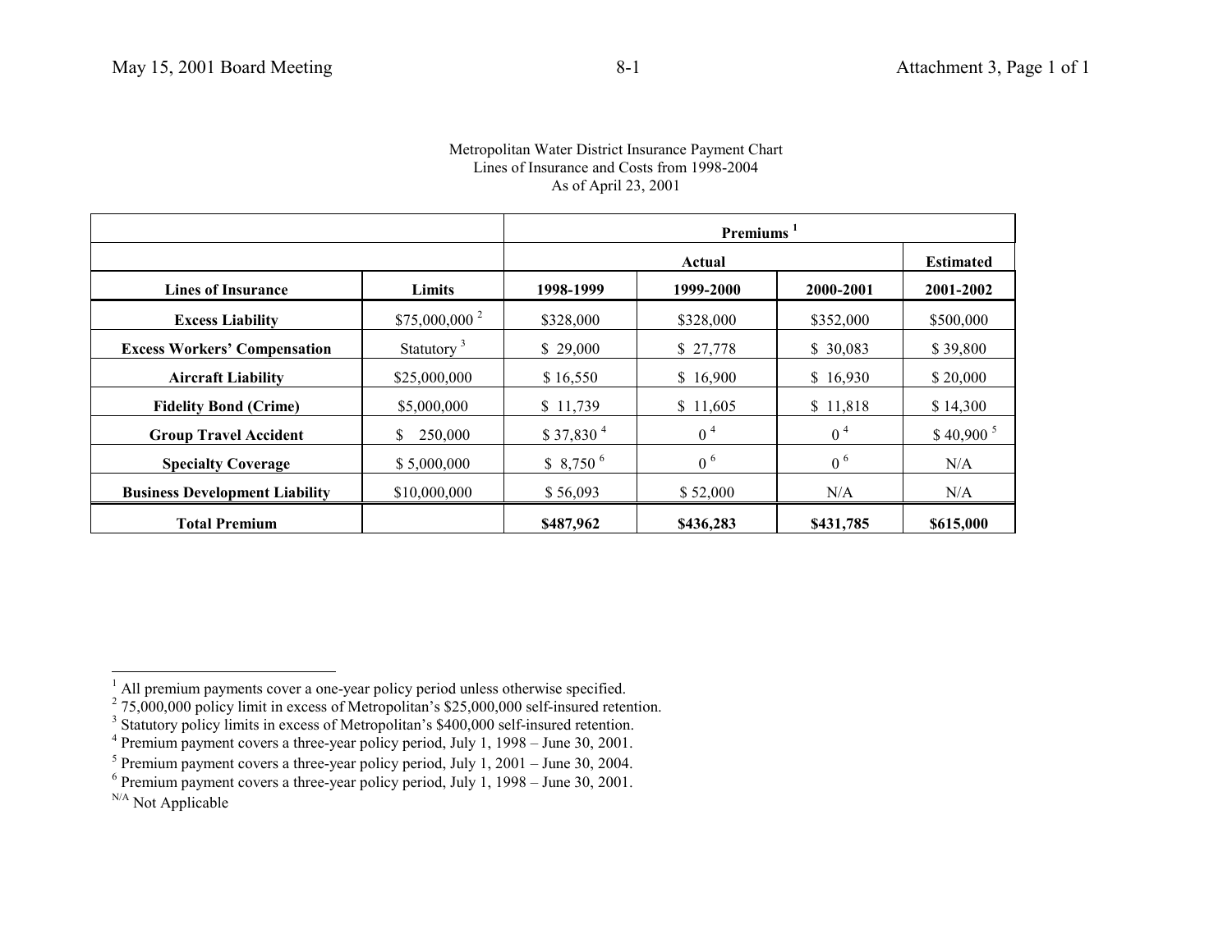Metropolitan Water District Insurance Payment Chart
Lines of Insurance and Costs from 1998-2004
As of April 23, 2001

| | | Premiums [1] | | | |
|---|---|---|---|---|---|
| | | Actual | | | Estimated |
| **Lines of Insurance** | **Limits** | **1998-1999** | **1999-2000** | **2000-2001** | **2001-2002** |
| **Excess Liability** | $75,000,000 [2] | $328,000 | $328,000 | $352,000 | $500,000 |
| **Excess Workers' Compensation** | Statutory [3] | $ 29,000 | $ 27,778 | $ 30,083 | $ 39,800 |
| **Aircraft Liability** | $25,000,000 | $ 16,550 | $ 16,900 | $ 16,930 | $ 20,000 |
| **Fidelity Bond (Crime)** | $5,000,000 | $ 11,739 | $ 11,605 | $ 11,818 | $ 14,300 |
| **Group Travel Accident** | $ 250,000 | $ 37,830 [4] | 0 [4] | 0 [4] | $ 40,900 [5] |
| **Specialty Coverage** | $ 5,000,000 | $ 8,750 [6] | 0 [6] | 0 [6] | N/A |
| **Business Development Liability** | $10,000,000 | $ 56,093 | $ 52,000 | N/A | N/A |
| **Total Premium** | | **$487,962** | **$436,283** | **$431,785** | **$615,000** |

[1] All premium payments cover a one-year policy period unless otherwise specified.
[2] 75,000,000 policy limit in excess of Metropolitan's $25,000,000 self-insured retention.
[3] Statutory policy limits in excess of Metropolitan's $400,000 self-insured retention.
[4] Premium payment covers a three-year policy period, July 1, 1998 – June 30, 2001.
[5] Premium payment covers a three-year policy period, July 1, 2001 – June 30, 2004.
[6] Premium payment covers a three-year policy period, July 1, 1998 – June 30, 2001.
[N/A] Not Applicable